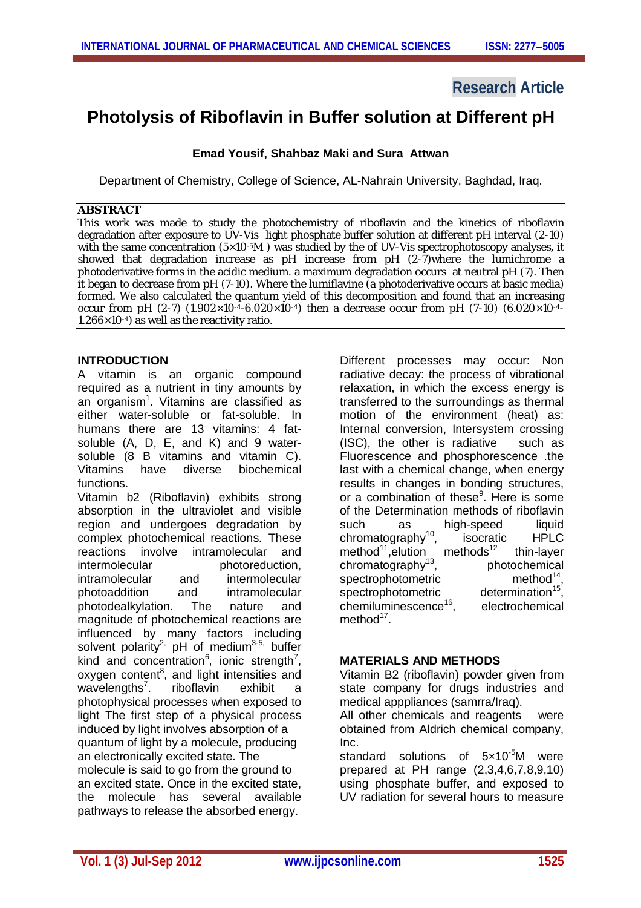**Research Article**

# Photolysis of Riboflavin in Buffer solution at Different pH

**Emad Yousif, Shahbaz Maki and Sura Attwan**

Department of Chemistry, College of Science, AL-Nahrain University, Baghdad, Iraq.

## ABSTRACT

This work was made to study the photochemistry of riboflavin and the kinetics of riboflavin degradation after exposure to UV-Vis light phosphate buffer solution at different pH interval (2-10) with the same concentration ($5\times10^{-5}$M ) was studied by the of UV-Vis spectrophotoscopy analyses, it showed that degradation increase as pH increase from pH (2-7)where the lumichrome a photoderivative forms in the acidic medium. a maximum degradation occurs at neutral pH (7). Then it began to decrease from pH (7-10). Where the lumiflavine (a photoderivative occurs at basic media) formed. We also calculated the quantum yield of this decomposition and found that an increasing occur from pH (2-7) ($1.902\times10^{-4}$-$6.020\times10^{-4}$) then a decrease occur from pH (7-10) ($6.020\times10^{-4}$-$1.266\times10^{-4}$) as well as the reactivity ratio.

## INTRODUCTION

A vitamin is an organic compound required as a nutrient in tiny amounts by an organism[1]. Vitamins are classified as either water-soluble or fat-soluble. In humans there are 13 vitamins: 4 fat-soluble (A, D, E, and K) and 9 water-soluble (8 B vitamins and vitamin C). Vitamins have diverse biochemical functions.

Vitamin b2 (Riboflavin) exhibits strong absorption in the ultraviolet and visible region and undergoes degradation by complex photochemical reactions. These reactions involve intramolecular and intermolecular photoreduction, intramolecular and intermolecular photoaddition and intramolecular photodealkylation. The nature and magnitude of photochemical reactions are influenced by many factors including solvent polarity[2], pH of medium[3-5], buffer kind and concentration[6], ionic strength[7], oxygen content[8], and light intensities and wavelengths[7]. riboflavin exhibit a photophysical processes when exposed to light The first step of a physical process induced by light involves absorption of a quantum of light by a molecule, producing an electronically excited state. The molecule is said to go from the ground to an excited state. Once in the excited state, the molecule has several available pathways to release the absorbed energy.

Different processes may occur: Non radiative decay: the process of vibrational relaxation, in which the excess energy is transferred to the surroundings as thermal motion of the environment (heat) as: Internal conversion, Intersystem crossing (ISC), the other is radiative such as Fluorescence and phosphorescence .the last with a chemical change, when energy results in changes in bonding structures, or a combination of these[9]. Here is some of the Determination methods of riboflavin such as high-speed liquid chromatography[10], isocratic HPLC method[11],elution methods[12] thin-layer chromatography[13], photochemical spectrophotometric method[14], spectrophotometric determination[15], chemiluminescence[16], electrochemical method[17].

## MATERIALS AND METHODS

Vitamin B2 (riboflavin) powder given from state company for drugs industries and medical apppliances (samrra/Iraq).

All other chemicals and reagents were obtained from Aldrich chemical company, Inc.

standard solutions of $5\times10^{-5}$M were prepared at PH range (2,3,4,6,7,8,9,10) using phosphate buffer, and exposed to UV radiation for several hours to measure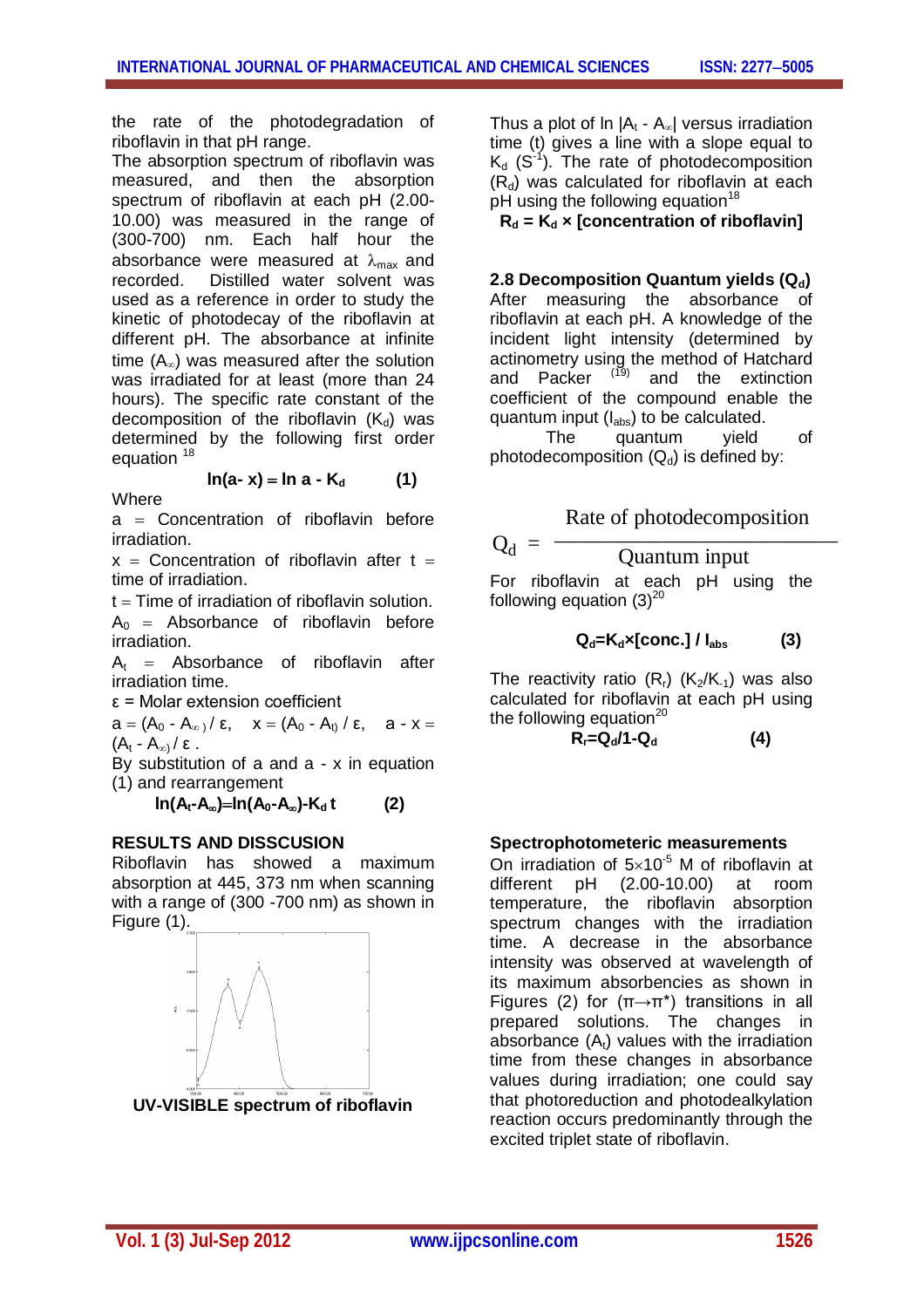the rate of the photodegradation of riboflavin in that pH range.

The absorption spectrum of riboflavin was measured, and then the absorption spectrum of riboflavin at each pH (2.00-10.00) was measured in the range of (300-700) nm. Each half hour the absorbance were measured at $\lambda_{max}$ and recorded. Distilled water solvent was used as a reference in order to study the kinetic of photodecay of the riboflavin at different pH. The absorbance at infinite time ($A_\infty$) was measured after the solution was irradiated for at least (more than 24 hours). The specific rate constant of the decomposition of the riboflavin ($K_d$) was determined by the following first order equation [18]

$$\ln(a - x) = \ln a - K_d \qquad (1)$$

Where

a = Concentration of riboflavin before irradiation.

x = Concentration of riboflavin after t = time of irradiation.

t = Time of irradiation of riboflavin solution.

$A_0$ = Absorbance of riboflavin before irradiation.

$A_t$ = Absorbance of riboflavin after irradiation time.

ε = Molar extension coefficient

$a = (A_0 - A_\infty) / \varepsilon$, $x = (A_0 - A_t) / \varepsilon$, $a - x = (A_t - A_\infty) / \varepsilon$.

By substitution of a and a - x in equation (1) and rearrangement

$$\ln(A_t - A_\infty) = \ln(A_0 - A_\infty) - K_d\, t \qquad (2)$$

Thus a plot of $\ln |A_t - A_\infty|$ versus irradiation time (t) gives a line with a slope equal to $K_d$ ($S^{-1}$). The rate of photodecomposition ($R_d$) was calculated for riboflavin at each pH using the following equation[18]

$$R_d = K_d \times [\text{concentration of riboflavin}]$$

### 2.8 Decomposition Quantum yields ($Q_d$)

After measuring the absorbance of riboflavin at each pH. A knowledge of the incident light intensity (determined by actinometry using the method of Hatchard and Packer [19] and the extinction coefficient of the compound enable the quantum input ($I_{abs}$) to be calculated.

The quantum yield of photodecomposition ($Q_d$) is defined by:

$$Q_d = \frac{\text{Rate of photodecomposition}}{\text{Quantum input}}$$

For riboflavin at each pH using the following equation (3)[20]

$$Q_d = K_d \times [\text{conc.}] / I_{abs} \qquad (3)$$

The reactivity ratio ($R_r$) ($K_2/K_{-1}$) was also calculated for riboflavin at each pH using the following equation[20]

$$R_r = Q_d / 1 - Q_d \qquad (4)$$

## RESULTS AND DISSCUSION

Riboflavin has showed a maximum absorption at 445, 373 nm when scanning with a range of (300 -700 nm) as shown in Figure (1).

UV-VISIBLE spectrum of riboflavin

### Spectrophotometeric measurements

On irradiation of $5 \times 10^{-5}$ M of riboflavin at different pH (2.00-10.00) at room temperature, the riboflavin absorption spectrum changes with the irradiation time. A decrease in the absorbance intensity was observed at wavelength of its maximum absorbencies as shown in Figures (2) for ($\pi \rightarrow \pi^*$) transitions in all prepared solutions. The changes in absorbance ($A_t$) values with the irradiation time from these changes in absorbance values during irradiation; one could say that photoreduction and photodealkylation reaction occurs predominantly through the excited triplet state of riboflavin.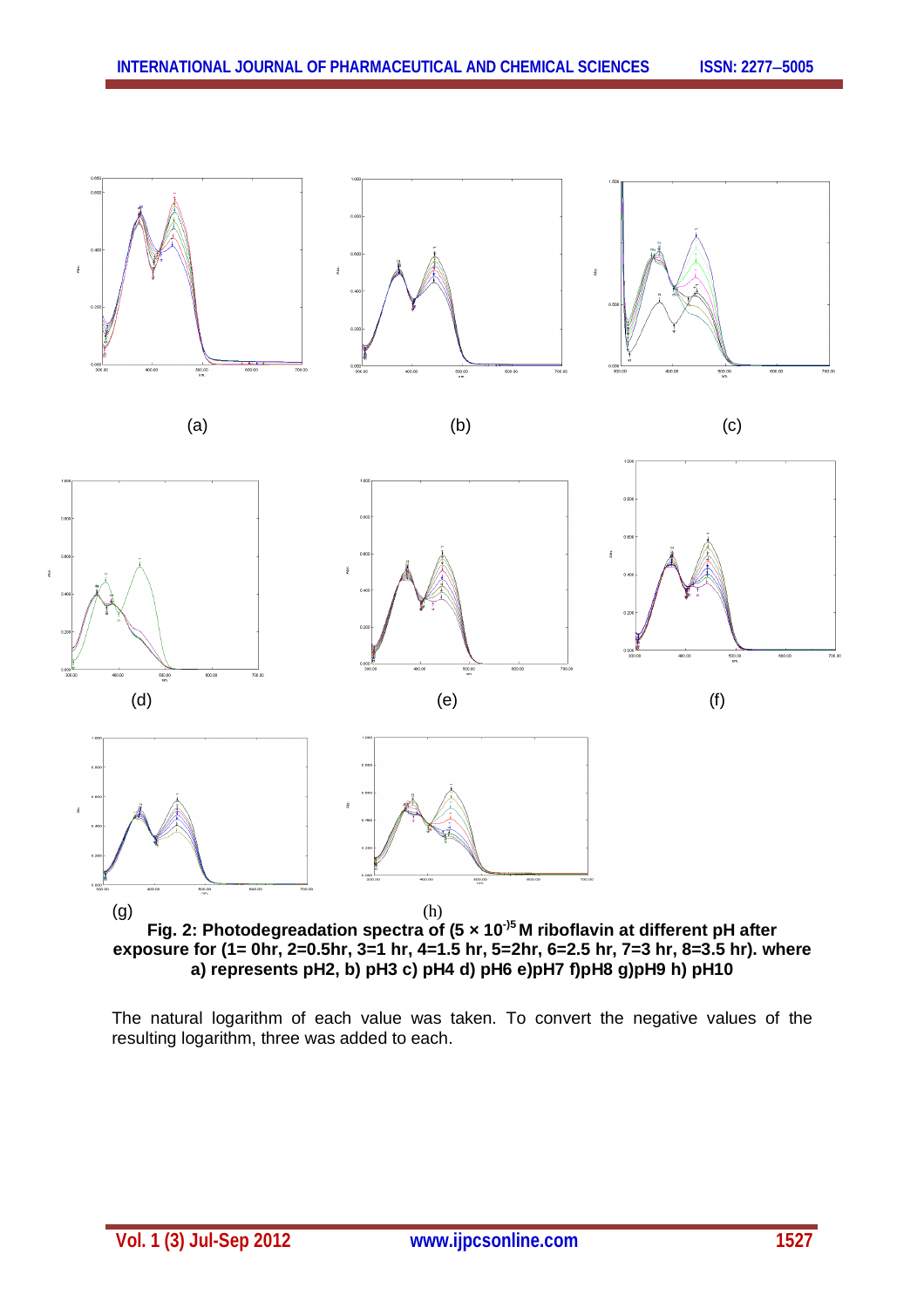(a) (b) (c)

(d) (e) (f)

(g) (h)

**Fig. 2: Photodegreadation spectra of (5 × 10$^{-)5}$ M riboflavin at different pH after exposure for (1= 0hr, 2=0.5hr, 3=1 hr, 4=1.5 hr, 5=2hr, 6=2.5 hr, 7=3 hr, 8=3.5 hr). where a) represents pH2, b) pH3 c) pH4 d) pH6 e)pH7 f)pH8 g)pH9 h) pH10**

The natural logarithm of each value was taken. To convert the negative values of the resulting logarithm, three was added to each.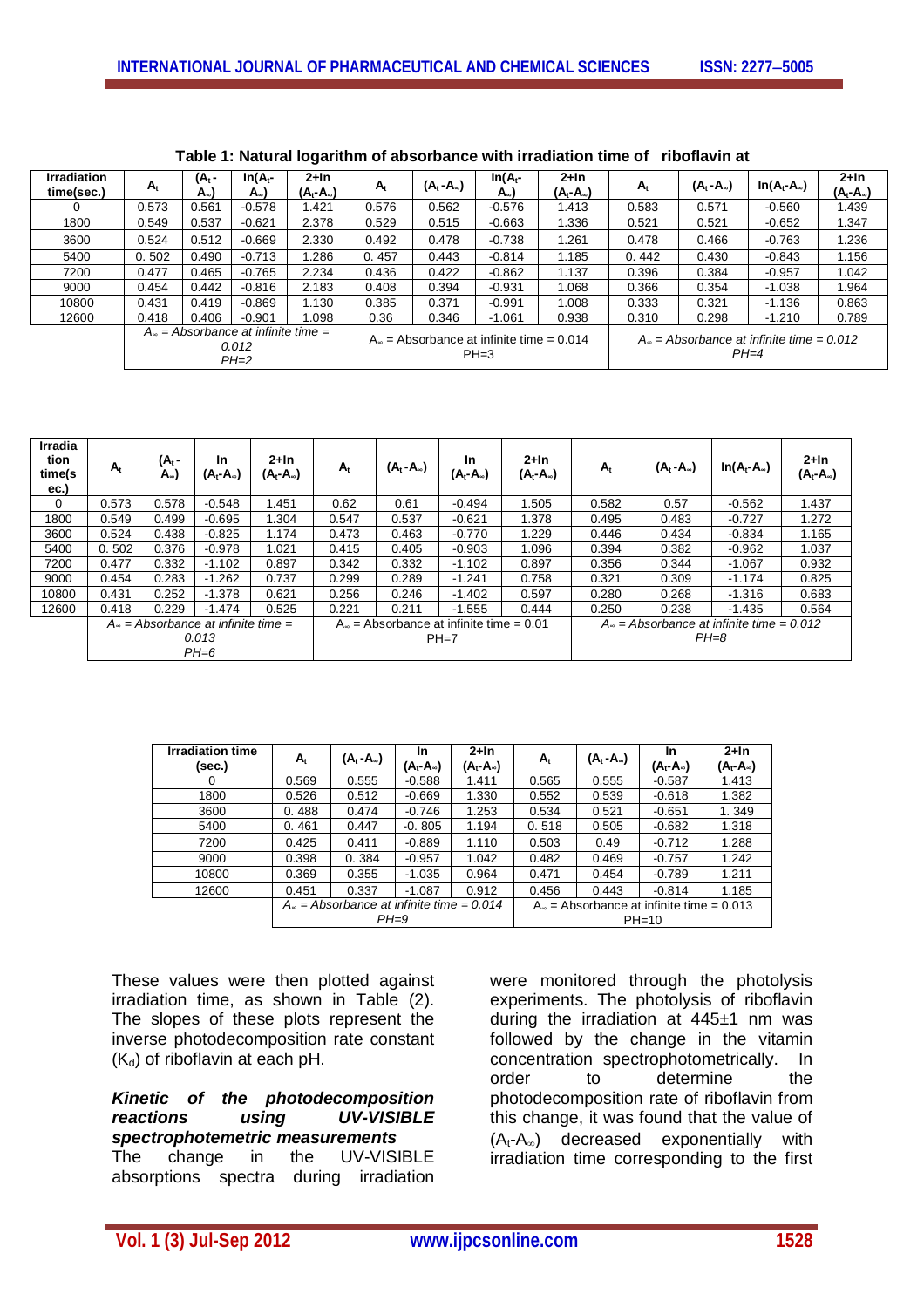**Table 1: Natural logarithm of absorbance with irradiation time of riboflavin at**

| Irradiation time(sec.) | $A_t$ | $(A_t - A_\infty)$ | $\ln(A_t - A_\infty)$ | $2+\ln(A_t - A_\infty)$ | $A_t$ | $(A_t - A_\infty)$ | $\ln(A_t - A_\infty)$ | $2+\ln(A_t - A_\infty)$ | $A_t$ | $(A_t - A_\infty)$ | $\ln(A_t - A_\infty)$ | $2+\ln(A_t - A_\infty)$ |
|---|---|---|---|---|---|---|---|---|---|---|---|---|
| 0 | 0.573 | 0.561 | -0.578 | 1.421 | 0.576 | 0.562 | -0.576 | 1.413 | 0.583 | 0.571 | -0.560 | 1.439 |
| 1800 | 0.549 | 0.537 | -0.621 | 2.378 | 0.529 | 0.515 | -0.663 | 1.336 | 0.521 | 0.521 | -0.652 | 1.347 |
| 3600 | 0.524 | 0.512 | -0.669 | 2.330 | 0.492 | 0.478 | -0.738 | 1.261 | 0.478 | 0.466 | -0.763 | 1.236 |
| 5400 | 0. 502 | 0.490 | -0.713 | 1.286 | 0. 457 | 0.443 | -0.814 | 1.185 | 0. 442 | 0.430 | -0.843 | 1.156 |
| 7200 | 0.477 | 0.465 | -0.765 | 2.234 | 0.436 | 0.422 | -0.862 | 1.137 | 0.396 | 0.384 | -0.957 | 1.042 |
| 9000 | 0.454 | 0.442 | -0.816 | 2.183 | 0.408 | 0.394 | -0.931 | 1.068 | 0.366 | 0.354 | -1.038 | 1.964 |
| 10800 | 0.431 | 0.419 | -0.869 | 1.130 | 0.385 | 0.371 | -0.991 | 1.008 | 0.333 | 0.321 | -1.136 | 0.863 |
| 12600 | 0.418 | 0.406 | -0.901 | 1.098 | 0.36 | 0.346 | -1.061 | 0.938 | 0.310 | 0.298 | -1.210 | 0.789 |
| | *$A_\infty$ = Absorbance at infinite time = 0.012 PH=2* | | | | $A_\infty$ = Absorbance at infinite time = 0.014 PH=3 | | | | *$A_\infty$ = Absorbance at infinite time = 0.012 PH=4* | | | |

| Irradiation time(sec.) | $A_t$ | $(A_t - A_\infty)$ | $\ln(A_t - A_\infty)$ | $2+\ln(A_t - A_\infty)$ | $A_t$ | $(A_t - A_\infty)$ | $\ln(A_t - A_\infty)$ | $2+\ln(A_t - A_\infty)$ | $A_t$ | $(A_t - A_\infty)$ | $\ln(A_t - A_\infty)$ | $2+\ln(A_t - A_\infty)$ |
|---|---|---|---|---|---|---|---|---|---|---|---|---|
| 0 | 0.573 | 0.578 | -0.548 | 1.451 | 0.62 | 0.61 | -0.494 | 1.505 | 0.582 | 0.57 | -0.562 | 1.437 |
| 1800 | 0.549 | 0.499 | -0.695 | 1.304 | 0.547 | 0.537 | -0.621 | 1.378 | 0.495 | 0.483 | -0.727 | 1.272 |
| 3600 | 0.524 | 0.438 | -0.825 | 1.174 | 0.473 | 0.463 | -0.770 | 1.229 | 0.446 | 0.434 | -0.834 | 1.165 |
| 5400 | 0. 502 | 0.376 | -0.978 | 1.021 | 0.415 | 0.405 | -0.903 | 1.096 | 0.394 | 0.382 | -0.962 | 1.037 |
| 7200 | 0.477 | 0.332 | -1.102 | 0.897 | 0.342 | 0.332 | -1.102 | 0.897 | 0.356 | 0.344 | -1.067 | 0.932 |
| 9000 | 0.454 | 0.283 | -1.262 | 0.737 | 0.299 | 0.289 | -1.241 | 0.758 | 0.321 | 0.309 | -1.174 | 0.825 |
| 10800 | 0.431 | 0.252 | -1.378 | 0.621 | 0.256 | 0.246 | -1.402 | 0.597 | 0.280 | 0.268 | -1.316 | 0.683 |
| 12600 | 0.418 | 0.229 | -1.474 | 0.525 | 0.221 | 0.211 | -1.555 | 0.444 | 0.250 | 0.238 | -1.435 | 0.564 |
| | *$A_\infty$ = Absorbance at infinite time = 0.013 PH=6* | | | | $A_\infty$ = Absorbance at infinite time = 0.01 PH=7 | | | | *$A_\infty$ = Absorbance at infinite time = 0.012 PH=8* | | | |

| Irradiation time (sec.) | $A_t$ | $(A_t - A_\infty)$ | $\ln(A_t - A_\infty)$ | $2+\ln(A_t - A_\infty)$ | $A_t$ | $(A_t - A_\infty)$ | $\ln(A_t - A_\infty)$ | $2+\ln(A_t - A_\infty)$ |
|---|---|---|---|---|---|---|---|---|
| 0 | 0.569 | 0.555 | -0.588 | 1.411 | 0.565 | 0.555 | -0.587 | 1.413 |
| 1800 | 0.526 | 0.512 | -0.669 | 1.330 | 0.552 | 0.539 | -0.618 | 1.382 |
| 3600 | 0. 488 | 0.474 | -0.746 | 1.253 | 0.534 | 0.521 | -0.651 | 1. 349 |
| 5400 | 0. 461 | 0.447 | -0. 805 | 1.194 | 0. 518 | 0.505 | -0.682 | 1.318 |
| 7200 | 0.425 | 0.411 | -0.889 | 1.110 | 0.503 | 0.49 | -0.712 | 1.288 |
| 9000 | 0.398 | 0. 384 | -0.957 | 1.042 | 0.482 | 0.469 | -0.757 | 1.242 |
| 10800 | 0.369 | 0.355 | -1.035 | 0.964 | 0.471 | 0.454 | -0.789 | 1.211 |
| 12600 | 0.451 | 0.337 | -1.087 | 0.912 | 0.456 | 0.443 | -0.814 | 1.185 |
| | *$A_\infty$ = Absorbance at infinite time = 0.014 PH=9* | | | | $A_\infty$ = Absorbance at infinite time = 0.013 PH=10 | | | |

These values were then plotted against irradiation time, as shown in Table (2). The slopes of these plots represent the inverse photodecomposition rate constant ($K_d$) of riboflavin at each pH.

***Kinetic of the photodecomposition reactions using UV-VISIBLE spectrophotemetric measurements***

The change in the UV-VISIBLE absorptions spectra during irradiation were monitored through the photolysis experiments. The photolysis of riboflavin during the irradiation at 445±1 nm was followed by the change in the vitamin concentration spectrophotometrically. In order to determine the photodecomposition rate of riboflavin from this change, it was found that the value of $(A_t - A_\infty)$ decreased exponentially with irradiation time corresponding to the first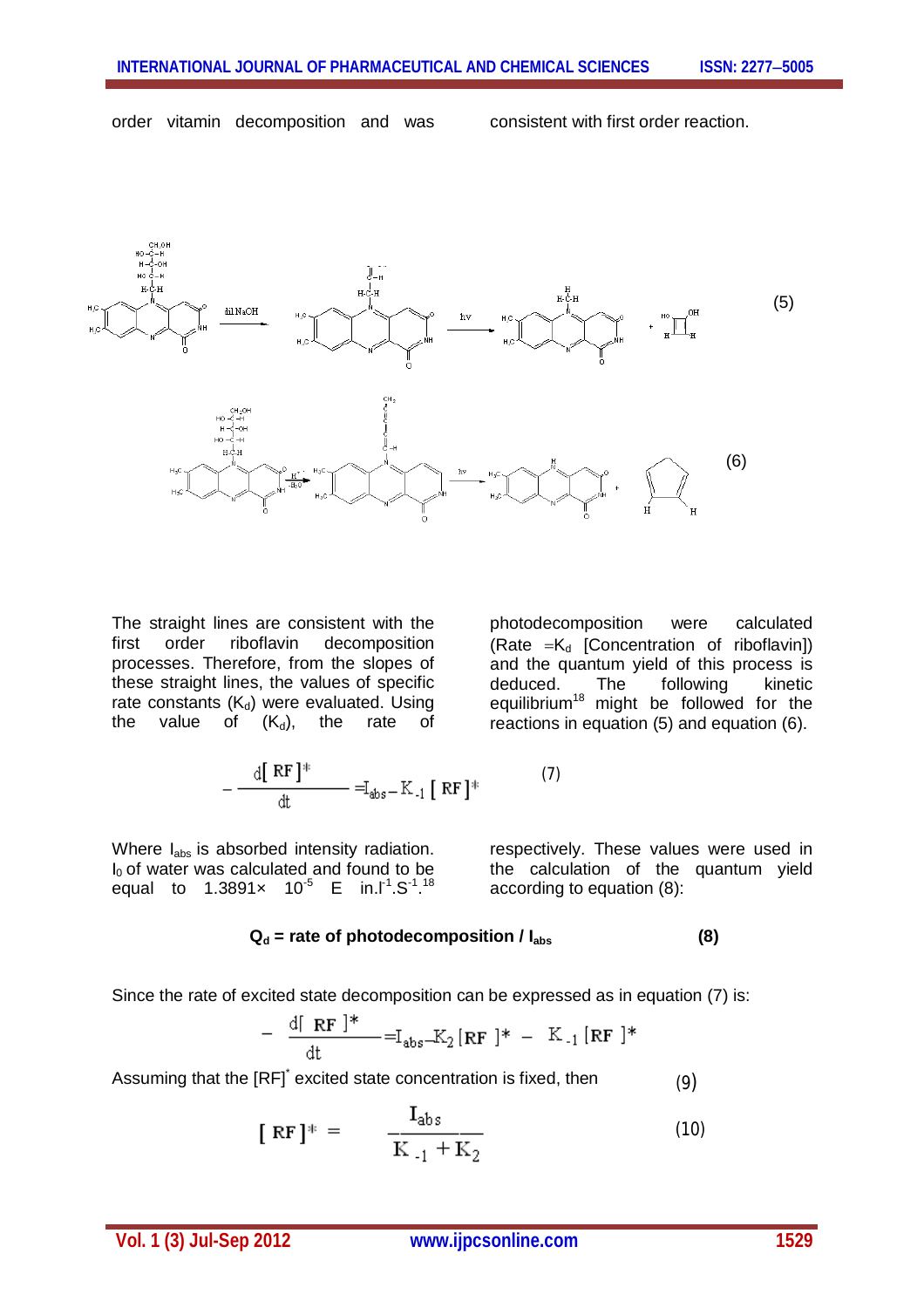order vitamin decomposition and was consistent with first order reaction.

(5)

(6)

The straight lines are consistent with the first order riboflavin decomposition processes. Therefore, from the slopes of these straight lines, the values of specific rate constants ($K_d$) were evaluated. Using the value of ($K_d$), the rate of photodecomposition were calculated (Rate $=K_d$ [Concentration of riboflavin]) and the quantum yield of this process is deduced. The following kinetic equilibrium[18] might be followed for the reactions in equation (5) and equation (6).

$$-\frac{d[RF]^*}{dt} = I_{abs} - K_{-1}[RF]^* \quad (7)$$

Where $I_{abs}$ is absorbed intensity radiation. $I_0$ of water was calculated and found to be equal to $1.3891\times 10^{-5}$ E in.$l^{-1}$.$S^{-1}$.[18] respectively. These values were used in the calculation of the quantum yield according to equation (8):

$$Q_d = \text{rate of photodecomposition} / I_{abs} \quad (8)$$

Since the rate of excited state decomposition can be expressed as in equation (7) is:

$$-\frac{d[RF]^*}{dt} = I_{abs} - K_2[RF]^* - K_{-1}[RF]^*$$

Assuming that the $[RF]^*$ excited state concentration is fixed, then (9)

$$[RF]^* = \frac{I_{abs}}{K_{-1} + K_2} \quad (10)$$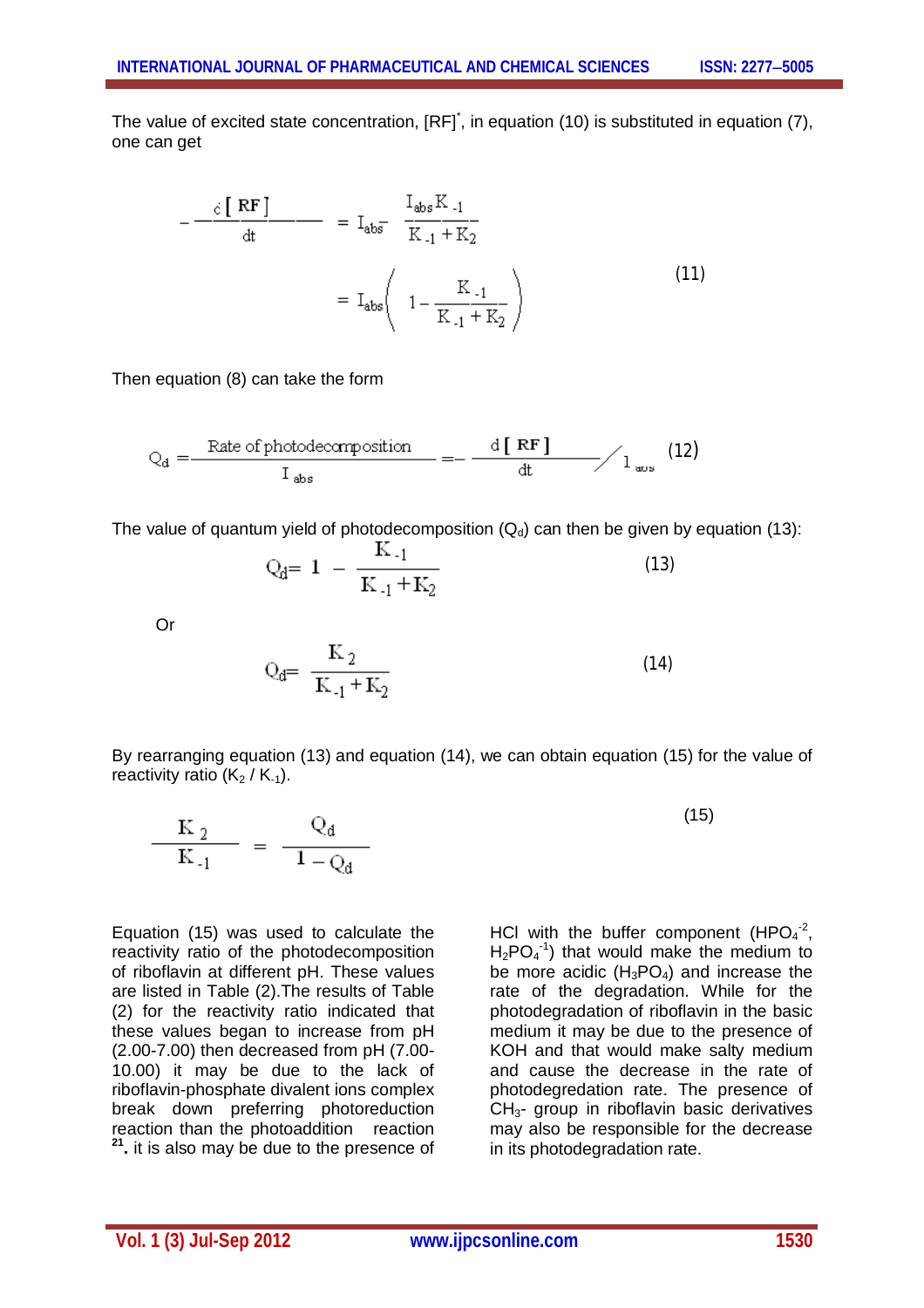The value of excited state concentration, $[RF]^*$, in equation (10) is substituted in equation (7), one can get

$$-\frac{d[RF]}{dt} = I_{abs} - \frac{I_{abs}K_{-1}}{K_{-1}+K_2} = I_{abs}\left(1-\frac{K_{-1}}{K_{-1}+K_2}\right) \quad (11)$$

Then equation (8) can take the form

$$Q_d = \frac{\text{Rate of photodecomposition}}{I_{abs}} = -\frac{d[RF]}{dt} \Big/ I_{abs} \quad (12)$$

The value of quantum yield of photodecomposition ($Q_d$) can then be given by equation (13):

$$Q_d = 1 - \frac{K_{-1}}{K_{-1}+K_2} \quad (13)$$

Or

$$Q_d = \frac{K_2}{K_{-1}+K_2} \quad (14)$$

By rearranging equation (13) and equation (14), we can obtain equation (15) for the value of reactivity ratio ($K_2 / K_{-1}$).

$$\frac{K_2}{K_{-1}} = \frac{Q_d}{1-Q_d} \quad (15)$$

Equation (15) was used to calculate the reactivity ratio of the photodecomposition of riboflavin at different pH. These values are listed in Table (2).The results of Table (2) for the reactivity ratio indicated that these values began to increase from pH (2.00-7.00) then decreased from pH (7.00-10.00) it may be due to the lack of riboflavin-phosphate divalent ions complex break down preferring photoreduction reaction than the photoaddition reaction [21]. it is also may be due to the presence of HCl with the buffer component ($HPO_4^{-2}$, $H_2PO_4^{-1}$) that would make the medium to be more acidic ($H_3PO_4$) and increase the rate of the degradation. While for the photodegradation of riboflavin in the basic medium it may be due to the presence of KOH and that would make salty medium and cause the decrease in the rate of photodegredation rate. The presence of $CH_3$- group in riboflavin basic derivatives may also be responsible for the decrease in its photodegradation rate.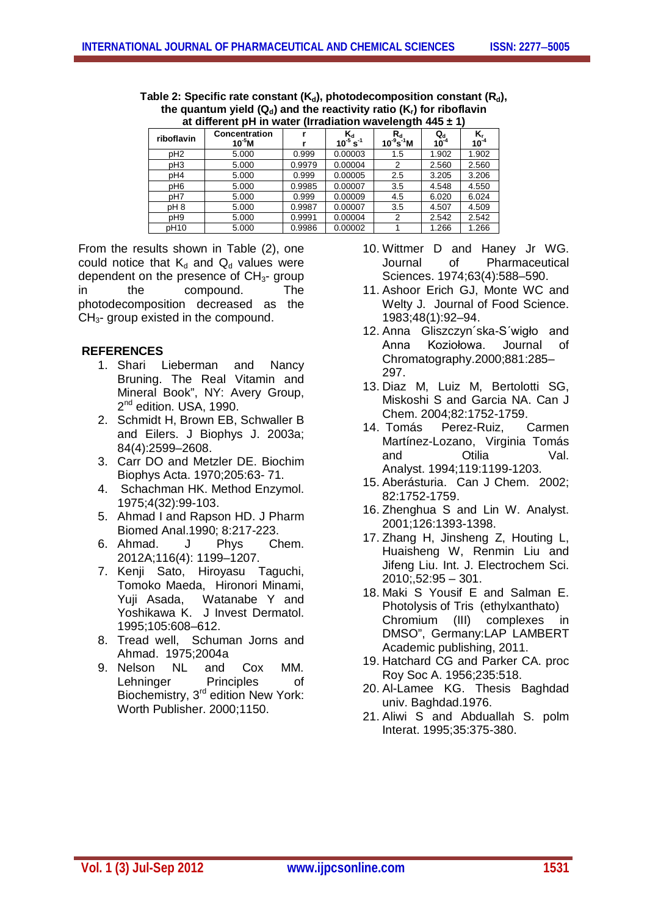**Table 2: Specific rate constant ($K_d$), photodecomposition constant ($R_d$), the quantum yield ($Q_d$) and the reactivity ratio ($K_r$) for riboflavin at different pH in water (Irradiation wavelength 445 ± 1)**

| riboflavin | Concentration $10^{-5}$M | r r | $K_d$ $10^{-5}$ $s^{-1}$ | $R_d$ $10^{-9}s^{-1}M$ | $Q_d$ $10^{-4}$ | $K_r$ $10^{-4}$ |
|---|---|---|---|---|---|---|
| pH2 | 5.000 | 0.999 | 0.00003 | 1.5 | 1.902 | 1.902 |
| pH3 | 5.000 | 0.9979 | 0.00004 | 2 | 2.560 | 2.560 |
| pH4 | 5.000 | 0.999 | 0.00005 | 2.5 | 3.205 | 3.206 |
| pH6 | 5.000 | 0.9985 | 0.00007 | 3.5 | 4.548 | 4.550 |
| pH7 | 5.000 | 0.999 | 0.00009 | 4.5 | 6.020 | 6.024 |
| pH 8 | 5.000 | 0.9987 | 0.00007 | 3.5 | 4.507 | 4.509 |
| pH9 | 5.000 | 0.9991 | 0.00004 | 2 | 2.542 | 2.542 |
| pH10 | 5.000 | 0.9986 | 0.00002 | 1 | 1.266 | 1.266 |

From the results shown in Table (2), one could notice that $K_d$ and $Q_d$ values were dependent on the presence of $CH_3$- group in the compound. The photodecomposition decreased as the $CH_3$- group existed in the compound.

## REFERENCES

1. Shari Lieberman and Nancy Bruning. The Real Vitamin and Mineral Book", NY: Avery Group, 2nd edition. USA, 1990.
2. Schmidt H, Brown EB, Schwaller B and Eilers. J Biophys J. 2003a; 84(4):2599–2608.
3. Carr DO and Metzler DE. Biochim Biophys Acta. 1970;205:63- 71.
4. Schachman HK. Method Enzymol. 1975;4(32):99-103.
5. Ahmad I and Rapson HD. J Pharm Biomed Anal.1990; 8:217-223.
6. Ahmad. J Phys Chem. 2012A;116(4): 1199–1207.
7. Kenji Sato, Hiroyasu Taguchi, Tomoko Maeda, Hironori Minami, Yuji Asada, Watanabe Y and Yoshikawa K. J Invest Dermatol. 1995;105:608–612.
8. Tread well, Schuman Jorns and Ahmad. 1975;2004a
9. Nelson NL and Cox MM. Lehninger Principles of Biochemistry, 3rd edition New York: Worth Publisher. 2000;1150.
10. Wittmer D and Haney Jr WG. Journal of Pharmaceutical Sciences. 1974;63(4):588–590.
11. Ashoor Erich GJ, Monte WC and Welty J. Journal of Food Science. 1983;48(1):92–94.
12. Anna Gliszczyn´ska-S´wigło and Anna Koziołowa. Journal of Chromatography.2000;881:285–297.
13. Diaz M, Luiz M, Bertolotti SG, Miskoski S and Garcia NA. Can J Chem. 2004;82:1752-1759.
14. Tomás Perez-Ruiz, Carmen Martínez-Lozano, Virginia Tomás and Otilia Val. Analyst. 1994;119:1199-1203.
15. Aberásturia. Can J Chem. 2002; 82:1752-1759.
16. Zhenghua S and Lin W. Analyst. 2001;126:1393-1398.
17. Zhang H, Jinsheng Z, Houting L, Huaisheng W, Renmin Liu and Jifeng Liu. Int. J. Electrochem Sci. 2010;,52:95 – 301.
18. Maki S Yousif E and Salman E. Photolysis of Tris (ethylxanthato) Chromium (III) complexes in DMSO", Germany:LAP LAMBERT Academic publishing, 2011.
19. Hatchard CG and Parker CA. proc Roy Soc A. 1956;235:518.
20. Al-Lamee KG. Thesis Baghdad univ. Baghdad.1976.
21. Aliwi S and Abduallah S. polm Interat. 1995;35:375-380.